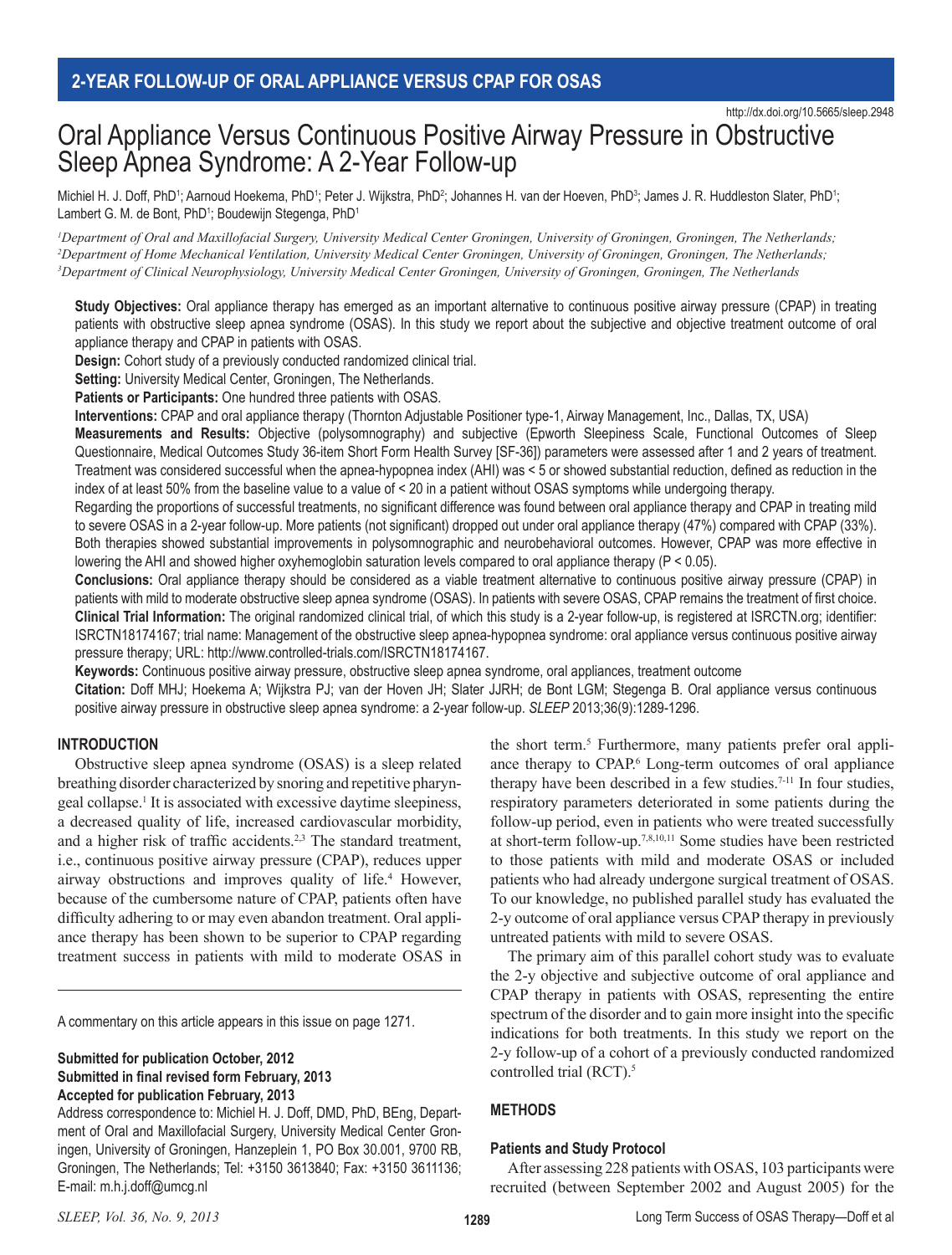# Oral Appliance Versus Continuous Positive Airway Pressure in Obstructive Sleep Apnea Syndrome: A 2-Year Follow-up

http://dx.doi.org/10.5665/sleep.2948

Michiel H. J. Doff, PhD[1]; Aarnoud Hoekema, PhD[1]; Peter J. Wijkstra, PhD[2]; Johannes H. van der Hoeven, PhD[3]; James J. R. Huddleston Slater, PhD[1]; Lambert G. M. de Bont, PhD[1]; Boudewijn Stegenga, PhD[1]

[1]*Department of Oral and Maxillofacial Surgery, University Medical Center Groningen, University of Groningen, Groningen, The Netherlands;* [2]*Department of Home Mechanical Ventilation, University Medical Center Groningen, University of Groningen, Groningen, The Netherlands;* [3]*Department of Clinical Neurophysiology, University Medical Center Groningen, University of Groningen, Groningen, The Netherlands*

**Study Objectives:** Oral appliance therapy has emerged as an important alternative to continuous positive airway pressure (CPAP) in treating patients with obstructive sleep apnea syndrome (OSAS). In this study we report about the subjective and objective treatment outcome of oral appliance therapy and CPAP in patients with OSAS.

**Design:** Cohort study of a previously conducted randomized clinical trial.

**Setting:** University Medical Center, Groningen, The Netherlands.

**Patients or Participants:** One hundred three patients with OSAS.

**Interventions:** CPAP and oral appliance therapy (Thornton Adjustable Positioner type-1, Airway Management, Inc., Dallas, TX, USA)

**Measurements and Results:** Objective (polysomnography) and subjective (Epworth Sleepiness Scale, Functional Outcomes of Sleep Questionnaire, Medical Outcomes Study 36-item Short Form Health Survey [SF-36]) parameters were assessed after 1 and 2 years of treatment. Treatment was considered successful when the apnea-hypopnea index (AHI) was < 5 or showed substantial reduction, defined as reduction in the index of at least 50% from the baseline value to a value of < 20 in a patient without OSAS symptoms while undergoing therapy.

Regarding the proportions of successful treatments, no significant difference was found between oral appliance therapy and CPAP in treating mild to severe OSAS in a 2-year follow-up. More patients (not significant) dropped out under oral appliance therapy (47%) compared with CPAP (33%). Both therapies showed substantial improvements in polysomnographic and neurobehavioral outcomes. However, CPAP was more effective in lowering the AHI and showed higher oxyhemoglobin saturation levels compared to oral appliance therapy ($P < 0.05$).

**Conclusions:** Oral appliance therapy should be considered as a viable treatment alternative to continuous positive airway pressure (CPAP) in patients with mild to moderate obstructive sleep apnea syndrome (OSAS). In patients with severe OSAS, CPAP remains the treatment of first choice.

**Clinical Trial Information:** The original randomized clinical trial, of which this study is a 2-year follow-up, is registered at ISRCTN.org; identifier: ISRCTN18174167; trial name: Management of the obstructive sleep apnea-hypopnea syndrome: oral appliance versus continuous positive airway pressure therapy; URL: http://www.controlled-trials.com/ISRCTN18174167.

**Keywords:** Continuous positive airway pressure, obstructive sleep apnea syndrome, oral appliances, treatment outcome

**Citation:** Doff MHJ; Hoekema A; Wijkstra PJ; van der Hoven JH; Slater JJRH; de Bont LGM; Stegenga B. Oral appliance versus continuous positive airway pressure in obstructive sleep apnea syndrome: a 2-year follow-up. *SLEEP* 2013;36(9):1289-1296.

## INTRODUCTION

Obstructive sleep apnea syndrome (OSAS) is a sleep related breathing disorder characterized by snoring and repetitive pharyngeal collapse.[1] It is associated with excessive daytime sleepiness, a decreased quality of life, increased cardiovascular morbidity, and a higher risk of traffic accidents.[2,3] The standard treatment, i.e., continuous positive airway pressure (CPAP), reduces upper airway obstructions and improves quality of life.[4] However, because of the cumbersome nature of CPAP, patients often have difficulty adhering to or may even abandon treatment. Oral appliance therapy has been shown to be superior to CPAP regarding treatment success in patients with mild to moderate OSAS in the short term.[5] Furthermore, many patients prefer oral appliance therapy to CPAP.[6] Long-term outcomes of oral appliance therapy have been described in a few studies.[7-11] In four studies, respiratory parameters deteriorated in some patients during the follow-up period, even in patients who were treated successfully at short-term follow-up.[7,8,10,11] Some studies have been restricted to those patients with mild and moderate OSAS or included patients who had already undergone surgical treatment of OSAS. To our knowledge, no published parallel study has evaluated the 2-y outcome of oral appliance versus CPAP therapy in previously untreated patients with mild to severe OSAS.

The primary aim of this parallel cohort study was to evaluate the 2-y objective and subjective outcome of oral appliance and CPAP therapy in patients with OSAS, representing the entire spectrum of the disorder and to gain more insight into the specific indications for both treatments. In this study we report on the 2-y follow-up of a cohort of a previously conducted randomized controlled trial (RCT).[5]

A commentary on this article appears in this issue on page 1271.

**Submitted for publication October, 2012**
**Submitted in final revised form February, 2013**
**Accepted for publication February, 2013**

Address correspondence to: Michiel H. J. Doff, DMD, PhD, BEng, Department of Oral and Maxillofacial Surgery, University Medical Center Groningen, University of Groningen, Hanzeplein 1, PO Box 30.001, 9700 RB, Groningen, The Netherlands; Tel: +3150 3613840; Fax: +3150 3611136; E-mail: m.h.j.doff@umcg.nl

## METHODS

### Patients and Study Protocol

After assessing 228 patients with OSAS, 103 participants were recruited (between September 2002 and August 2005) for the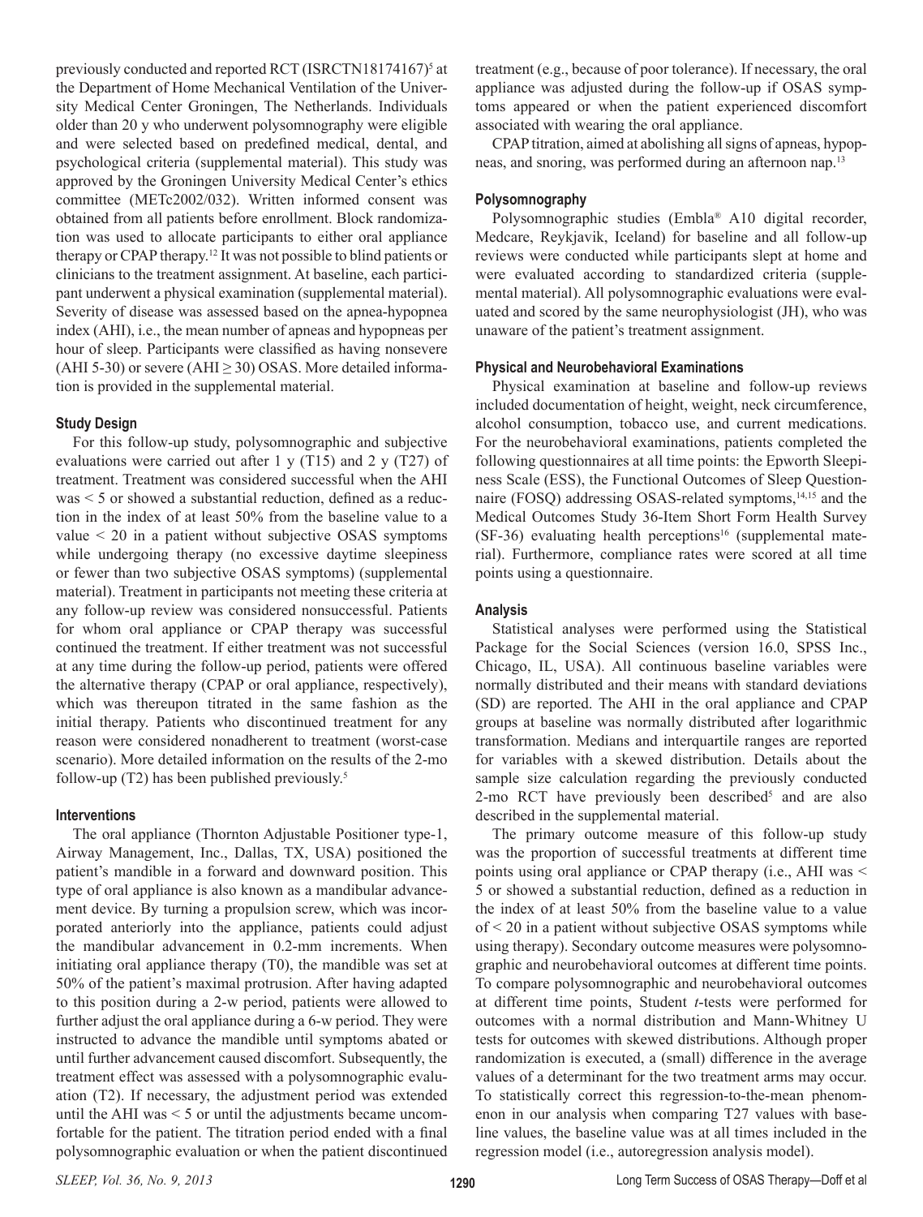previously conducted and reported RCT (ISRCTN18174167)[5] at the Department of Home Mechanical Ventilation of the University Medical Center Groningen, The Netherlands. Individuals older than 20 y who underwent polysomnography were eligible and were selected based on predefined medical, dental, and psychological criteria (supplemental material). This study was approved by the Groningen University Medical Center's ethics committee (METc2002/032). Written informed consent was obtained from all patients before enrollment. Block randomization was used to allocate participants to either oral appliance therapy or CPAP therapy.[12] It was not possible to blind patients or clinicians to the treatment assignment. At baseline, each participant underwent a physical examination (supplemental material). Severity of disease was assessed based on the apnea-hypopnea index (AHI), i.e., the mean number of apneas and hypopneas per hour of sleep. Participants were classified as having nonsevere (AHI 5-30) or severe (AHI $\geq$ 30) OSAS. More detailed information is provided in the supplemental material.

### Study Design

For this follow-up study, polysomnographic and subjective evaluations were carried out after 1 y (T15) and 2 y (T27) of treatment. Treatment was considered successful when the AHI was < 5 or showed a substantial reduction, defined as a reduction in the index of at least 50% from the baseline value to a value < 20 in a patient without subjective OSAS symptoms while undergoing therapy (no excessive daytime sleepiness or fewer than two subjective OSAS symptoms) (supplemental material). Treatment in participants not meeting these criteria at any follow-up review was considered nonsuccessful. Patients for whom oral appliance or CPAP therapy was successful continued the treatment. If either treatment was not successful at any time during the follow-up period, patients were offered the alternative therapy (CPAP or oral appliance, respectively), which was thereupon titrated in the same fashion as the initial therapy. Patients who discontinued treatment for any reason were considered nonadherent to treatment (worst-case scenario). More detailed information on the results of the 2-mo follow-up (T2) has been published previously.[5]

### Interventions

The oral appliance (Thornton Adjustable Positioner type-1, Airway Management, Inc., Dallas, TX, USA) positioned the patient's mandible in a forward and downward position. This type of oral appliance is also known as a mandibular advancement device. By turning a propulsion screw, which was incorporated anteriorly into the appliance, patients could adjust the mandibular advancement in 0.2-mm increments. When initiating oral appliance therapy (T0), the mandible was set at 50% of the patient's maximal protrusion. After having adapted to this position during a 2-w period, patients were allowed to further adjust the oral appliance during a 6-w period. They were instructed to advance the mandible until symptoms abated or until further advancement caused discomfort. Subsequently, the treatment effect was assessed with a polysomnographic evaluation (T2). If necessary, the adjustment period was extended until the AHI was < 5 or until the adjustments became uncomfortable for the patient. The titration period ended with a final polysomnographic evaluation or when the patient discontinued treatment (e.g., because of poor tolerance). If necessary, the oral appliance was adjusted during the follow-up if OSAS symptoms appeared or when the patient experienced discomfort associated with wearing the oral appliance.

CPAP titration, aimed at abolishing all signs of apneas, hypopneas, and snoring, was performed during an afternoon nap.[13]

### Polysomnography

Polysomnographic studies (Embla® A10 digital recorder, Medcare, Reykjavik, Iceland) for baseline and all follow-up reviews were conducted while participants slept at home and were evaluated according to standardized criteria (supplemental material). All polysomnographic evaluations were evaluated and scored by the same neurophysiologist (JH), who was unaware of the patient's treatment assignment.

### Physical and Neurobehavioral Examinations

Physical examination at baseline and follow-up reviews included documentation of height, weight, neck circumference, alcohol consumption, tobacco use, and current medications. For the neurobehavioral examinations, patients completed the following questionnaires at all time points: the Epworth Sleepiness Scale (ESS), the Functional Outcomes of Sleep Questionnaire (FOSQ) addressing OSAS-related symptoms,[14,15] and the Medical Outcomes Study 36-Item Short Form Health Survey (SF-36) evaluating health perceptions[16] (supplemental material). Furthermore, compliance rates were scored at all time points using a questionnaire.

### Analysis

Statistical analyses were performed using the Statistical Package for the Social Sciences (version 16.0, SPSS Inc., Chicago, IL, USA). All continuous baseline variables were normally distributed and their means with standard deviations (SD) are reported. The AHI in the oral appliance and CPAP groups at baseline was normally distributed after logarithmic transformation. Medians and interquartile ranges are reported for variables with a skewed distribution. Details about the sample size calculation regarding the previously conducted 2-mo RCT have previously been described[5] and are also described in the supplemental material.

The primary outcome measure of this follow-up study was the proportion of successful treatments at different time points using oral appliance or CPAP therapy (i.e., AHI was < 5 or showed a substantial reduction, defined as a reduction in the index of at least 50% from the baseline value to a value of < 20 in a patient without subjective OSAS symptoms while using therapy). Secondary outcome measures were polysomnographic and neurobehavioral outcomes at different time points. To compare polysomnographic and neurobehavioral outcomes at different time points, Student *t*-tests were performed for outcomes with a normal distribution and Mann-Whitney U tests for outcomes with skewed distributions. Although proper randomization is executed, a (small) difference in the average values of a determinant for the two treatment arms may occur. To statistically correct this regression-to-the-mean phenomenon in our analysis when comparing T27 values with baseline values, the baseline value was at all times included in the regression model (i.e., autoregression analysis model).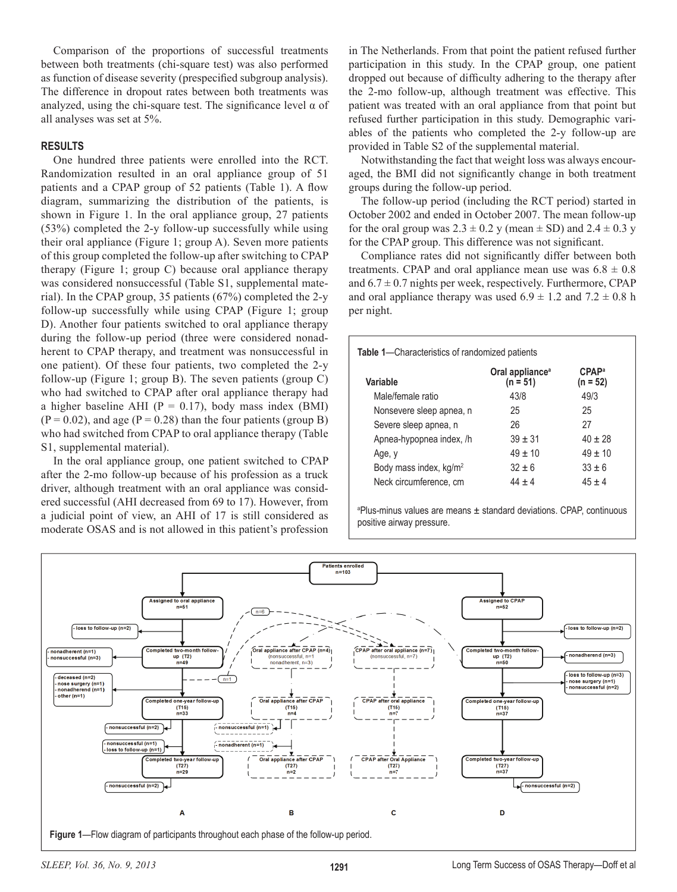Comparison of the proportions of successful treatments between both treatments (chi-square test) was also performed as function of disease severity (prespecified subgroup analysis). The difference in dropout rates between both treatments was analyzed, using the chi-square test. The significance level α of all analyses was set at 5%.

## RESULTS

One hundred three patients were enrolled into the RCT. Randomization resulted in an oral appliance group of 51 patients and a CPAP group of 52 patients (Table 1). A flow diagram, summarizing the distribution of the patients, is shown in Figure 1. In the oral appliance group, 27 patients (53%) completed the 2-y follow-up successfully while using their oral appliance (Figure 1; group A). Seven more patients of this group completed the follow-up after switching to CPAP therapy (Figure 1; group C) because oral appliance therapy was considered nonsuccessful (Table S1, supplemental material). In the CPAP group, 35 patients (67%) completed the 2-y follow-up successfully while using CPAP (Figure 1; group D). Another four patients switched to oral appliance therapy during the follow-up period (three were considered nonadherent to CPAP therapy, and treatment was nonsuccessful in one patient). Of these four patients, two completed the 2-y follow-up (Figure 1; group B). The seven patients (group C) who had switched to CPAP after oral appliance therapy had a higher baseline AHI (P = 0.17), body mass index (BMI) (P = 0.02), and age (P = 0.28) than the four patients (group B) who had switched from CPAP to oral appliance therapy (Table S1, supplemental material).

In the oral appliance group, one patient switched to CPAP after the 2-mo follow-up because of his profession as a truck driver, although treatment with an oral appliance was considered successful (AHI decreased from 69 to 17). However, from a judicial point of view, an AHI of 17 is still considered as moderate OSAS and is not allowed in this patient's profession in The Netherlands. From that point the patient refused further participation in this study. In the CPAP group, one patient dropped out because of difficulty adhering to the therapy after the 2-mo follow-up, although treatment was effective. This patient was treated with an oral appliance from that point but refused further participation in this study. Demographic variables of the patients who completed the 2-y follow-up are provided in Table S2 of the supplemental material.

Notwithstanding the fact that weight loss was always encouraged, the BMI did not significantly change in both treatment groups during the follow-up period.

The follow-up period (including the RCT period) started in October 2002 and ended in October 2007. The mean follow-up for the oral group was 2.3 ± 0.2 y (mean ± SD) and 2.4 ± 0.3 y for the CPAP group. This difference was not significant.

Compliance rates did not significantly differ between both treatments. CPAP and oral appliance mean use was 6.8 ± 0.8 and 6.7 ± 0.7 nights per week, respectively. Furthermore, CPAP and oral appliance therapy was used 6.9 ± 1.2 and 7.2 ± 0.8 h per night.

**Table 1**—Characteristics of randomized patients

| Variable | Oral appliance[a] (n = 51) | CPAP[a] (n = 52) |
|---|---|---|
| Male/female ratio | 43/8 | 49/3 |
| Nonsevere sleep apnea, n | 25 | 25 |
| Severe sleep apnea, n | 26 | 27 |
| Apnea-hypopnea index, /h | 39 ± 31 | 40 ± 28 |
| Age, y | 49 ± 10 | 49 ± 10 |
| Body mass index, kg/m$^2$ | 32 ± 6 | 33 ± 6 |
| Neck circumference, cm | 44 ± 4 | 45 ± 4 |

[a]Plus-minus values are means ± standard deviations. CPAP, continuous positive airway pressure.

Patients enrolled n=103

Assigned to oral appliance n=51

Assigned to CPAP n=52

- loss to follow-up (n=2)

- nonadherent (n=1)
- nonsuccessful (n=3)

Completed two-month follow-up (T2) n=49

n=6

Oral appliance after CPAP (n=4) (nonsuccessful, n=1 nonadherent, n=3)

CPAP after oral appliance (n=7) (nonsuccessful, n=7)

Completed two-month follow-up (T2) n=50

- loss to follow-up (n=2)

- nonadherend (n=3)

- deceased (n=2)
- nose surgery (n=1)
- nonadherend (n=1)
- other (n=1)

n=1

- loss to follow-up (n=3)
- nose surgery (n=1)
- nonsuccessful (n=2)

Completed one-year follow-up (T15) n=33

Oral appliance after CPAP (T15) n=4

CPAP after oral appliance (T15) n=7

Completed one-year follow-up (T15) n=37

- nonsuccessful (n=2)

- nonsuccessful (n=1)

- nonsuccessful (n=1)
- loss to follow-up (n=1)

- nonadherent (n=1)

Completed two-year follow-up (T27) n=29

Oral appliance after CPAP (T27) n=2

CPAP after Oral Appliance (T27) n=7

Completed two-year follow-up (T27) n=37

- nonsuccessful (n=2)

- nonsuccessful (n=2)

A B C D

**Figure 1**—Flow diagram of participants throughout each phase of the follow-up period.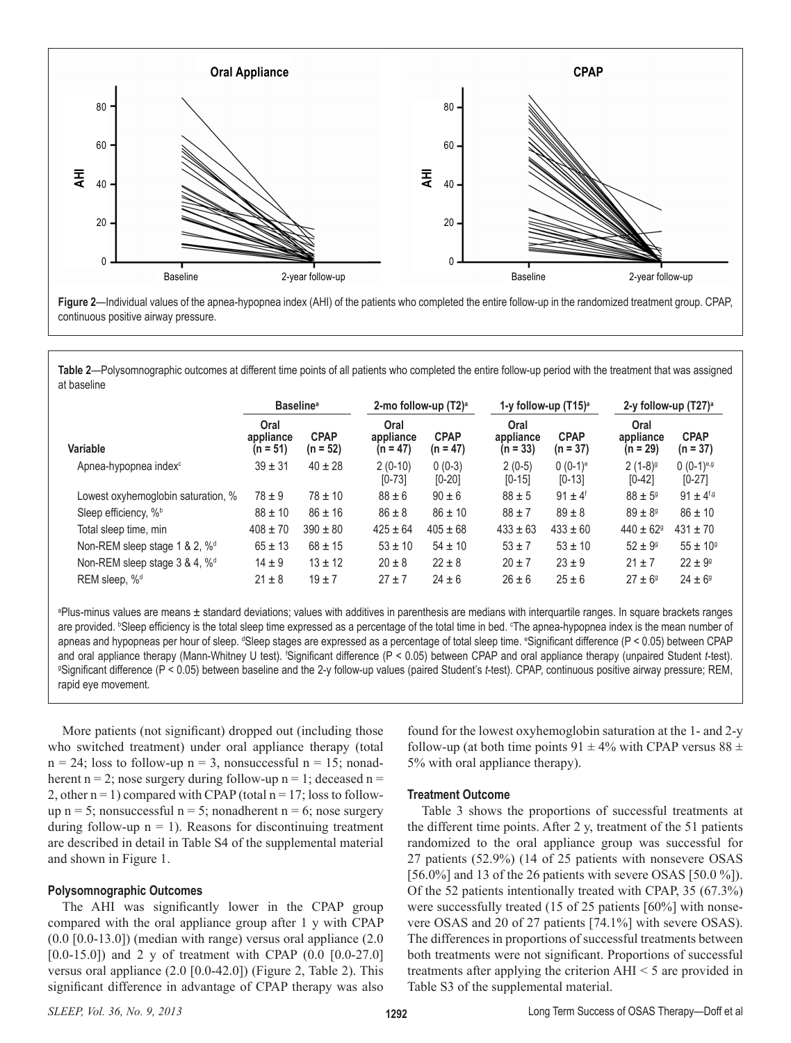Oral Appliance

CPAP

AHI

80

60

40

20

0

Baseline

2-year follow-up

Figure 2—Individual values of the apnea-hypopnea index (AHI) of the patients who completed the entire follow-up in the randomized treatment group. CPAP, continuous positive airway pressure.

**Table 2**—Polysomnographic outcomes at different time points of all patients who completed the entire follow-up period with the treatment that was assigned at baseline

| Variable | Baseline[a] | | 2-mo follow-up (T2)[a] | | 1-y follow-up (T15)[a] | | 2-y follow-up (T27)[a] | |
|---|---|---|---|---|---|---|---|---|
| | Oral appliance (n = 51) | CPAP (n = 52) | Oral appliance (n = 47) | CPAP (n = 47) | Oral appliance (n = 33) | CPAP (n = 37) | Oral appliance (n = 29) | CPAP (n = 37) |
| Apnea-hypopnea index[c] | 39 ± 31 | 40 ± 28 | 2 (0-10) [0-73] | 0 (0-3) [0-20] | 2 (0-5) [0-15] | 0 (0-1)[e] [0-13] | 2 (1-8)[g] [0-42] | 0 (0-1)[e,g] [0-27] |
| Lowest oxyhemoglobin saturation, % | 78 ± 9 | 78 ± 10 | 88 ± 6 | 90 ± 6 | 88 ± 5 | 91 ± 4[f] | 88 ± 5[g] | 91 ± 4[f,g] |
| Sleep efficiency, %[b] | 88 ± 10 | 86 ± 16 | 86 ± 8 | 86 ± 10 | 88 ± 7 | 89 ± 8 | 89 ± 8[g] | 86 ± 10 |
| Total sleep time, min | 408 ± 70 | 390 ± 80 | 425 ± 64 | 405 ± 68 | 433 ± 63 | 433 ± 60 | 440 ± 62[g] | 431 ± 70 |
| Non-REM sleep stage 1 & 2, %[d] | 65 ± 13 | 68 ± 15 | 53 ± 10 | 54 ± 10 | 53 ± 7 | 53 ± 10 | 52 ± 9[g] | 55 ± 10[g] |
| Non-REM sleep stage 3 & 4, %[d] | 14 ± 9 | 13 ± 12 | 20 ± 8 | 22 ± 8 | 20 ± 7 | 23 ± 9 | 21 ± 7 | 22 ± 9[g] |
| REM sleep, %[d] | 21 ± 8 | 19 ± 7 | 27 ± 7 | 24 ± 6 | 26 ± 6 | 25 ± 6 | 27 ± 6[g] | 24 ± 6[g] |

[a]Plus-minus values are means ± standard deviations; values with additives in parenthesis are medians with interquartile ranges. In square brackets ranges are provided. [b]Sleep efficiency is the total sleep time expressed as a percentage of the total time in bed. [c]The apnea-hypopnea index is the mean number of apneas and hypopneas per hour of sleep. [d]Sleep stages are expressed as a percentage of total sleep time. [e]Significant difference (P < 0.05) between CPAP and oral appliance therapy (Mann-Whitney U test). [f]Significant difference (P < 0.05) between CPAP and oral appliance therapy (unpaired Student *t*-test). [g]Significant difference (P < 0.05) between baseline and the 2-y follow-up values (paired Student's *t*-test). CPAP, continuous positive airway pressure; REM, rapid eye movement.

More patients (not significant) dropped out (including those who switched treatment) under oral appliance therapy (total n = 24; loss to follow-up n = 3, nonsuccessful n = 15; nonadherent n = 2; nose surgery during follow-up n = 1; deceased n = 2, other n = 1) compared with CPAP (total n = 17; loss to follow-up n = 5; nonsuccessful n = 5; nonadherent n = 6; nose surgery during follow-up n = 1). Reasons for discontinuing treatment are described in detail in Table S4 of the supplemental material and shown in Figure 1.

### Polysomnographic Outcomes

The AHI was significantly lower in the CPAP group compared with the oral appliance group after 1 y with CPAP (0.0 [0.0-13.0]) (median with range) versus oral appliance (2.0 [0.0-15.0]) and 2 y of treatment with CPAP (0.0 [0.0-27.0] versus oral appliance (2.0 [0.0-42.0]) (Figure 2, Table 2). This significant difference in advantage of CPAP therapy was also found for the lowest oxyhemoglobin saturation at the 1- and 2-y follow-up (at both time points 91 ± 4% with CPAP versus 88 ± 5% with oral appliance therapy).

### Treatment Outcome

Table 3 shows the proportions of successful treatments at the different time points. After 2 y, treatment of the 51 patients randomized to the oral appliance group was successful for 27 patients (52.9%) (14 of 25 patients with nonsevere OSAS [56.0%] and 13 of the 26 patients with severe OSAS [50.0 %]). Of the 52 patients intentionally treated with CPAP, 35 (67.3%) were successfully treated (15 of 25 patients [60%] with nonsevere OSAS and 20 of 27 patients [74.1%] with severe OSAS). The differences in proportions of successful treatments between both treatments were not significant. Proportions of successful treatments after applying the criterion AHI < 5 are provided in Table S3 of the supplemental material.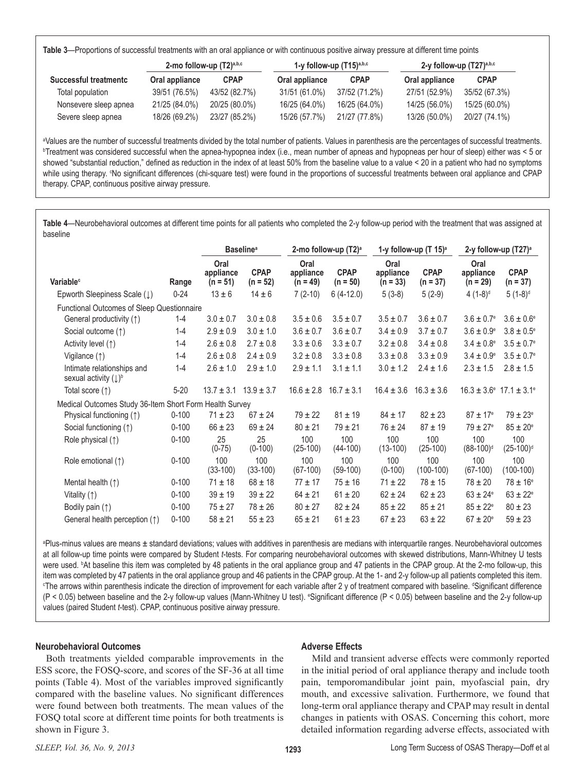**Table 3**—Proportions of successful treatments with an oral appliance or with continuous positive airway pressure at different time points

| Successful treatment[c] | 2-mo follow-up (T2)[a,b,c] | | 1-y follow-up (T15)[a,b,c] | | 2-y follow-up (T27)[a,b,c] | |
|---|---|---|---|---|---|---|
| | Oral appliance | CPAP | Oral appliance | CPAP | Oral appliance | CPAP |
| Total population | 39/51 (76.5%) | 43/52 (82.7%) | 31/51 (61.0%) | 37/52 (71.2%) | 27/51 (52.9%) | 35/52 (67.3%) |
| Nonsevere sleep apnea | 21/25 (84.0%) | 20/25 (80.0%) | 16/25 (64.0%) | 16/25 (64.0%) | 14/25 (56.0%) | 15/25 (60.0%) |
| Severe sleep apnea | 18/26 (69.2%) | 23/27 (85.2%) | 15/26 (57.7%) | 21/27 (77.8%) | 13/26 (50.0%) | 20/27 (74.1%) |

[a]Values are the number of successful treatments divided by the total number of patients. Values in parenthesis are the percentages of successful treatments. [b]Treatment was considered successful when the apnea-hypopnea index (i.e., mean number of apneas and hypopneas per hour of sleep) either was < 5 or showed "substantial reduction," defined as reduction in the index of at least 50% from the baseline value to a value < 20 in a patient who had no symptoms while using therapy. [c]No significant differences (chi-square test) were found in the proportions of successful treatments between oral appliance and CPAP therapy. CPAP, continuous positive airway pressure.

**Table 4**—Neurobehavioral outcomes at different time points for all patients who completed the 2-y follow-up period with the treatment that was assigned at baseline

| Variable[c] | Range | Baseline[a] | | 2-mo follow-up (T2)[a] | | 1-y follow-up (T 15)[a] | | 2-y follow-up (T27)[a] | |
|---|---|---|---|---|---|---|---|---|---|
| | | Oral appliance (n = 51) | CPAP (n = 52) | Oral appliance (n = 49) | CPAP (n = 50) | Oral appliance (n = 33) | CPAP (n = 37) | Oral appliance (n = 29) | CPAP (n = 37) |
| Epworth Sleepiness Scale (↓) | 0-24 | 13 ± 6 | 14 ± 6 | 7 (2-10) | 6 (4-12.0) | 5 (3-8) | 5 (2-9) | 4 (1-8)[d] | 5 (1-8)[d] |
| Functional Outcomes of Sleep Questionnaire | | | | | | | | | |
| General productivity (↑) | 1-4 | 3.0 ± 0.7 | 3.0 ± 0.8 | 3.5 ± 0.6 | 3.5 ± 0.7 | 3.5 ± 0.7 | 3.6 ± 0.7 | 3.6 ± 0.7[e] | 3.6 ± 0.6[e] |
| Social outcome (↑) | 1-4 | 2.9 ± 0.9 | 3.0 ± 1.0 | 3.6 ± 0.7 | 3.6 ± 0.7 | 3.4 ± 0.9 | 3.7 ± 0.7 | 3.6 ± 0.9[e] | 3.8 ± 0.5[e] |
| Activity level (↑) | 1-4 | 2.6 ± 0.8 | 2.7 ± 0.8 | 3.3 ± 0.6 | 3.3 ± 0.7 | 3.2 ± 0.8 | 3.4 ± 0.8 | 3.4 ± 0.8[e] | 3.5 ± 0.7[e] |
| Vigilance (↑) | 1-4 | 2.6 ± 0.8 | 2.4 ± 0.9 | 3.2 ± 0.8 | 3.3 ± 0.8 | 3.3 ± 0.8 | 3.3 ± 0.9 | 3.4 ± 0.9[e] | 3.5 ± 0.7[e] |
| Intimate relationships and sexual activity (↓)[b] | 1-4 | 2.6 ± 1.0 | 2.9 ± 1.0 | 2.9 ± 1.1 | 3.1 ± 1.1 | 3.0 ± 1.2 | 2.4 ± 1.6 | 2.3 ± 1.5 | 2.8 ± 1.5 |
| Total score (↑) | 5-20 | 13.7 ± 3.1 | 13.9 ± 3.7 | 16.6 ± 2.8 | 16.7 ± 3.1 | 16.4 ± 3.6 | 16.3 ± 3.6 | 16.3 ± 3.6[e] | 17.1 ± 3.1[e] |
| Medical Outcomes Study 36-Item Short Form Health Survey | | | | | | | | | |
| Physical functioning (↑) | 0-100 | 71 ± 23 | 67 ± 24 | 79 ± 22 | 81 ± 19 | 84 ± 17 | 82 ± 23 | 87 ± 17[e] | 79 ± 23[e] |
| Social functioning (↑) | 0-100 | 66 ± 23 | 69 ± 24 | 80 ± 21 | 79 ± 21 | 76 ± 24 | 87 ± 19 | 79 ± 27[e] | 85 ± 20[e] |
| Role physical (↑) | 0-100 | 25 (0-75) | 25 (0-100) | 100 (25-100) | 100 (44-100) | 100 (13-100) | 100 (25-100) | 100 (88-100)[d] | 100 (25-100)[d] |
| Role emotional (↑) | 0-100 | 100 (33-100) | 100 (33-100) | 100 (67-100) | 100 (59-100) | 100 (0-100) | 100 (100-100) | 100 (67-100) | 100 (100-100) |
| Mental health (↑) | 0-100 | 71 ± 18 | 68 ± 18 | 77 ± 17 | 75 ± 16 | 71 ± 22 | 78 ± 15 | 78 ± 20 | 78 ± 16[e] |
| Vitality (↑) | 0-100 | 39 ± 19 | 39 ± 22 | 64 ± 21 | 61 ± 20 | 62 ± 24 | 62 ± 23 | 63 ± 24[e] | 63 ± 22[e] |
| Bodily pain (↑) | 0-100 | 75 ± 27 | 78 ± 26 | 80 ± 27 | 82 ± 24 | 85 ± 22 | 85 ± 21 | 85 ± 22[e] | 80 ± 23 |
| General health perception (↑) | 0-100 | 58 ± 21 | 55 ± 23 | 65 ± 21 | 61 ± 23 | 67 ± 23 | 63 ± 22 | 67 ± 20[e] | 59 ± 23 |

[a]Plus-minus values are means ± standard deviations; values with additives in parenthesis are medians with interquartile ranges. Neurobehavioral outcomes at all follow-up time points were compared by Student *t*-tests. For comparing neurobehavioral outcomes with skewed distributions, Mann-Whitney U tests were used. [b]At baseline this item was completed by 48 patients in the oral appliance group and 47 patients in the CPAP group. At the 2-mo follow-up, this item was completed by 47 patients in the oral appliance group and 46 patients in the CPAP group. At the 1- and 2-y follow-up all patients completed this item. [c]The arrows within parenthesis indicate the direction of improvement for each variable after 2 y of treatment compared with baseline. [d]Significant difference ($P < 0.05$) between baseline and the 2-y follow-up values (Mann-Whitney U test). [e]Significant difference ($P < 0.05$) between baseline and the 2-y follow-up values (paired Student *t*-test). CPAP, continuous positive airway pressure.

### Neurobehavioral Outcomes

Both treatments yielded comparable improvements in the ESS score, the FOSQ-score, and scores of the SF-36 at all time points (Table 4). Most of the variables improved significantly compared with the baseline values. No significant differences were found between both treatments. The mean values of the FOSQ total score at different time points for both treatments is shown in Figure 3.

### Adverse Effects

Mild and transient adverse effects were commonly reported in the initial period of oral appliance therapy and include tooth pain, temporomandibular joint pain, myofascial pain, dry mouth, and excessive salivation. Furthermore, we found that long-term oral appliance therapy and CPAP may result in dental changes in patients with OSAS. Concerning this cohort, more detailed information regarding adverse effects, associated with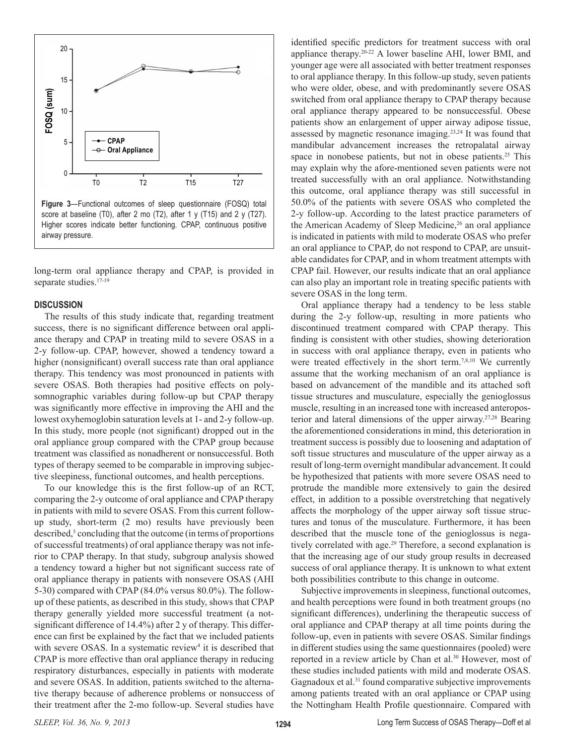20

15

FOSQ (sum)

10

5

0

T0 T2 T15 T27

CPAP

Oral Appliance

**Figure 3**—Functional outcomes of sleep questionnaire (FOSQ) total score at baseline (T0), after 2 mo (T2), after 1 y (T15) and 2 y (T27). Higher scores indicate better functioning. CPAP, continuous positive airway pressure.

long-term oral appliance therapy and CPAP, is provided in separate studies.[17-19]

## DISCUSSION

The results of this study indicate that, regarding treatment success, there is no significant difference between oral appliance therapy and CPAP in treating mild to severe OSAS in a 2-y follow-up. CPAP, however, showed a tendency toward a higher (nonsignificant) overall success rate than oral appliance therapy. This tendency was most pronounced in patients with severe OSAS. Both therapies had positive effects on polysomnographic variables during follow-up but CPAP therapy was significantly more effective in improving the AHI and the lowest oxyhemoglobin saturation levels at 1- and 2-y follow-up. In this study, more people (not significant) dropped out in the oral appliance group compared with the CPAP group because treatment was classified as nonadherent or nonsuccessful. Both types of therapy seemed to be comparable in improving subjective sleepiness, functional outcomes, and health perceptions.

To our knowledge this is the first follow-up of an RCT, comparing the 2-y outcome of oral appliance and CPAP therapy in patients with mild to severe OSAS. From this current follow-up study, short-term (2 mo) results have previously been described,[5] concluding that the outcome (in terms of proportions of successful treatments) of oral appliance therapy was not inferior to CPAP therapy. In that study, subgroup analysis showed a tendency toward a higher but not significant success rate of oral appliance therapy in patients with nonsevere OSAS (AHI 5-30) compared with CPAP (84.0% versus 80.0%). The follow-up of these patients, as described in this study, shows that CPAP therapy generally yielded more successful treatment (a not-significant difference of 14.4%) after 2 y of therapy. This difference can first be explained by the fact that we included patients with severe OSAS. In a systematic review[4] it is described that CPAP is more effective than oral appliance therapy in reducing respiratory disturbances, especially in patients with moderate and severe OSAS. In addition, patients switched to the alternative therapy because of adherence problems or nonsuccess of their treatment after the 2-mo follow-up. Several studies have identified specific predictors for treatment success with oral appliance therapy.[20-22] A lower baseline AHI, lower BMI, and younger age were all associated with better treatment responses to oral appliance therapy. In this follow-up study, seven patients who were older, obese, and with predominantly severe OSAS switched from oral appliance therapy to CPAP therapy because oral appliance therapy appeared to be nonsuccessful. Obese patients show an enlargement of upper airway adipose tissue, assessed by magnetic resonance imaging.[23,24] It was found that mandibular advancement increases the retropalatal airway space in nonobese patients, but not in obese patients.[25] This may explain why the afore-mentioned seven patients were not treated successfully with an oral appliance. Notwithstanding this outcome, oral appliance therapy was still successful in 50.0% of the patients with severe OSAS who completed the 2-y follow-up. According to the latest practice parameters of the American Academy of Sleep Medicine,[26] an oral appliance is indicated in patients with mild to moderate OSAS who prefer an oral appliance to CPAP, do not respond to CPAP, are unsuitable candidates for CPAP, and in whom treatment attempts with CPAP fail. However, our results indicate that an oral appliance can also play an important role in treating specific patients with severe OSAS in the long term.

Oral appliance therapy had a tendency to be less stable during the 2-y follow-up, resulting in more patients who discontinued treatment compared with CPAP therapy. This finding is consistent with other studies, showing deterioration in success with oral appliance therapy, even in patients who were treated effectively in the short term.[7,8,10] We currently assume that the working mechanism of an oral appliance is based on advancement of the mandible and its attached soft tissue structures and musculature, especially the genioglossus muscle, resulting in an increased tone with increased anteroposterior and lateral dimensions of the upper airway.[27,28] Bearing the aforementioned considerations in mind, this deterioration in treatment success is possibly due to loosening and adaptation of soft tissue structures and musculature of the upper airway as a result of long-term overnight mandibular advancement. It could be hypothesized that patients with more severe OSAS need to protrude the mandible more extensively to gain the desired effect, in addition to a possible overstretching that negatively affects the morphology of the upper airway soft tissue structures and tonus of the musculature. Furthermore, it has been described that the muscle tone of the genioglossus is negatively correlated with age.[29] Therefore, a second explanation is that the increasing age of our study group results in decreased success of oral appliance therapy. It is unknown to what extent both possibilities contribute to this change in outcome.

Subjective improvements in sleepiness, functional outcomes, and health perceptions were found in both treatment groups (no significant differences), underlining the therapeutic success of oral appliance and CPAP therapy at all time points during the follow-up, even in patients with severe OSAS. Similar findings in different studies using the same questionnaires (pooled) were reported in a review article by Chan et al.[30] However, most of these studies included patients with mild and moderate OSAS. Gagnadoux et al.[31] found comparative subjective improvements among patients treated with an oral appliance or CPAP using the Nottingham Health Profile questionnaire. Compared with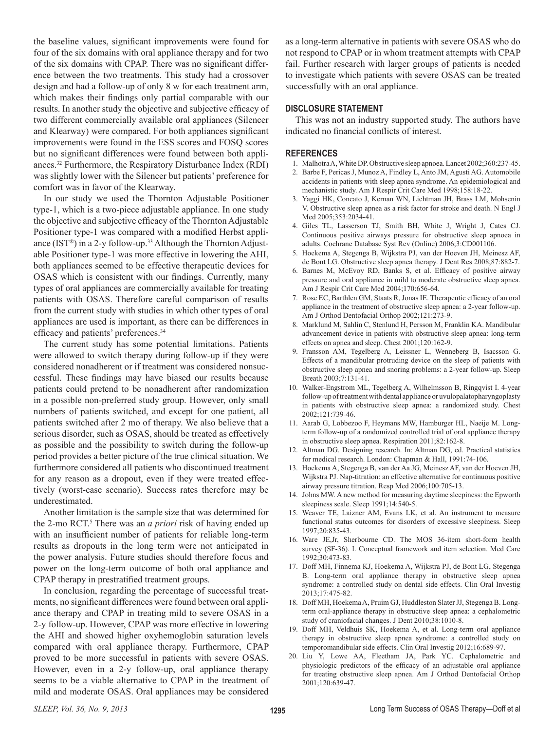the baseline values, significant improvements were found for four of the six domains with oral appliance therapy and for two of the six domains with CPAP. There was no significant difference between the two treatments. This study had a crossover design and had a follow-up of only 8 w for each treatment arm, which makes their findings only partial comparable with our results. In another study the objective and subjective efficacy of two different commercially available oral appliances (Silencer and Klearway) were compared. For both appliances significant improvements were found in the ESS scores and FOSQ scores but no significant differences were found between both appliances.[32] Furthermore, the Respiratory Disturbance Index (RDI) was slightly lower with the Silencer but patients' preference for comfort was in favor of the Klearway.

In our study we used the Thornton Adjustable Positioner type-1, which is a two-piece adjustable appliance. In one study the objective and subjective efficacy of the Thornton Adjustable Positioner type-1 was compared with a modified Herbst appliance (IST®) in a 2-y follow-up.[33] Although the Thornton Adjustable Positioner type-1 was more effective in lowering the AHI, both appliances seemed to be effective therapeutic devices for OSAS which is consistent with our findings. Currently, many types of oral appliances are commercially available for treating patients with OSAS. Therefore careful comparison of results from the current study with studies in which other types of oral appliances are used is important, as there can be differences in efficacy and patients' preferences.[34]

The current study has some potential limitations. Patients were allowed to switch therapy during follow-up if they were considered nonadherent or if treatment was considered nonsuccessful. These findings may have biased our results because patients could pretend to be nonadherent after randomization in a possible non-preferred study group. However, only small numbers of patients switched, and except for one patient, all patients switched after 2 mo of therapy. We also believe that a serious disorder, such as OSAS, should be treated as effectively as possible and the possibility to switch during the follow-up period provides a better picture of the true clinical situation. We furthermore considered all patients who discontinued treatment for any reason as a dropout, even if they were treated effectively (worst-case scenario). Success rates therefore may be underestimated.

Another limitation is the sample size that was determined for the 2-mo RCT.[5] There was an *a priori* risk of having ended up with an insufficient number of patients for reliable long-term results as dropouts in the long term were not anticipated in the power analysis. Future studies should therefore focus and power on the long-term outcome of both oral appliance and CPAP therapy in prestratified treatment groups.

In conclusion, regarding the percentage of successful treatments, no significant differences were found between oral appliance therapy and CPAP in treating mild to severe OSAS in a 2-y follow-up. However, CPAP was more effective in lowering the AHI and showed higher oxyhemoglobin saturation levels compared with oral appliance therapy. Furthermore, CPAP proved to be more successful in patients with severe OSAS. However, even in a 2-y follow-up, oral appliance therapy seems to be a viable alternative to CPAP in the treatment of mild and moderate OSAS. Oral appliances may be considered as a long-term alternative in patients with severe OSAS who do not respond to CPAP or in whom treatment attempts with CPAP fail. Further research with larger groups of patients is needed to investigate which patients with severe OSAS can be treated successfully with an oral appliance.

## DISCLOSURE STATEMENT

This was not an industry supported study. The authors have indicated no financial conflicts of interest.

## REFERENCES

1. Malhotra A, White DP. Obstructive sleep apnoea. Lancet 2002;360:237-45.
2. Barbe F, Pericas J, Munoz A, Findley L, Anto JM, Agusti AG. Automobile accidents in patients with sleep apnea syndrome. An epidemiological and mechanistic study. Am J Respir Crit Care Med 1998;158:18-22.
3. Yaggi HK, Concato J, Kernan WN, Lichtman JH, Brass LM, Mohsenin V. Obstructive sleep apnea as a risk factor for stroke and death. N Engl J Med 2005;353:2034-41.
4. Giles TL, Lasserson TJ, Smith BH, White J, Wright J, Cates CJ. Continuous positive airways pressure for obstructive sleep apnoea in adults. Cochrane Database Syst Rev (Online) 2006;3:CD001106.
5. Hoekema A, Stegenga B, Wijkstra PJ, van der Hoeven JH, Meinesz AF, de Bont LG. Obstructive sleep apnea therapy. J Dent Res 2008;87:882-7.
6. Barnes M, McEvoy RD, Banks S, et al. Efficacy of positive airway pressure and oral appliance in mild to moderate obstructive sleep apnea. Am J Respir Crit Care Med 2004;170:656-64.
7. Rose EC, Barthlen GM, Staats R, Jonas IE. Therapeutic efficacy of an oral appliance in the treatment of obstructive sleep apnea: a 2-year follow-up. Am J Orthod Dentofacial Orthop 2002;121:273-9.
8. Marklund M, Sahlin C, Stenlund H, Persson M, Franklin KA. Mandibular advancement device in patients with obstructive sleep apnea: long-term effects on apnea and sleep. Chest 2001;120:162-9.
9. Fransson AM, Tegelberg A, Leissner L, Wenneberg B, Isacsson G. Effects of a mandibular protruding device on the sleep of patients with obstructive sleep apnea and snoring problems: a 2-year follow-up. Sleep Breath 2003;7:131-41.
10. Walker-Engstrom ML, Tegelberg A, Wilhelmsson B, Ringqvist I. 4-year follow-up of treatment with dental appliance or uvulopalatopharyngoplasty in patients with obstructive sleep apnea: a randomized study. Chest 2002;121:739-46.
11. Aarab G, Lobbezoo F, Heymans MW, Hamburger HL, Naeije M. Long-term follow-up of a randomized controlled trial of oral appliance therapy in obstructive sleep apnea. Respiration 2011;82:162-8.
12. Altman DG. Designing research. In: Altman DG, ed. Practical statistics for medical research. London: Chapman & Hall, 1991:74-106.
13. Hoekema A, Stegenga B, van der Aa JG, Meinesz AF, van der Hoeven JH, Wijkstra PJ. Nap-titration: an effective alternative for continuous positive airway pressure titration. Resp Med 2006;100:705-13.
14. Johns MW. A new method for measuring daytime sleepiness: the Epworth sleepiness scale. Sleep 1991;14:540-5.
15. Weaver TE, Laizner AM, Evans LK, et al. An instrument to measure functional status outcomes for disorders of excessive sleepiness. Sleep 1997;20:835-43.
16. Ware JE,Jr, Sherbourne CD. The MOS 36-item short-form health survey (SF-36). I. Conceptual framework and item selection. Med Care 1992;30:473-83.
17. Doff MH, Finnema KJ, Hoekema A, Wijkstra PJ, de Bont LG, Stegenga B. Long-term oral appliance therapy in obstructive sleep apnea syndrome: a controlled study on dental side effects. Clin Oral Investig 2013;17:475-82.
18. Doff MH, Hoekema A, Pruim GJ, Huddleston Slater JJ, Stegenga B. Long-term oral-appliance therapy in obstructive sleep apnea: a cephalometric study of craniofacial changes. J Dent 2010;38:1010-8.
19. Doff MH, Veldhuis SK, Hoekema A, et al. Long-term oral appliance therapy in obstructive sleep apnea syndrome: a controlled study on temporomandibular side effects. Clin Oral Investig 2012;16:689-97.
20. Liu Y, Lowe AA, Fleetham JA, Park YC. Cephalometric and physiologic predictors of the efficacy of an adjustable oral appliance for treating obstructive sleep apnea. Am J Orthod Dentofacial Orthop 2001;120:639-47.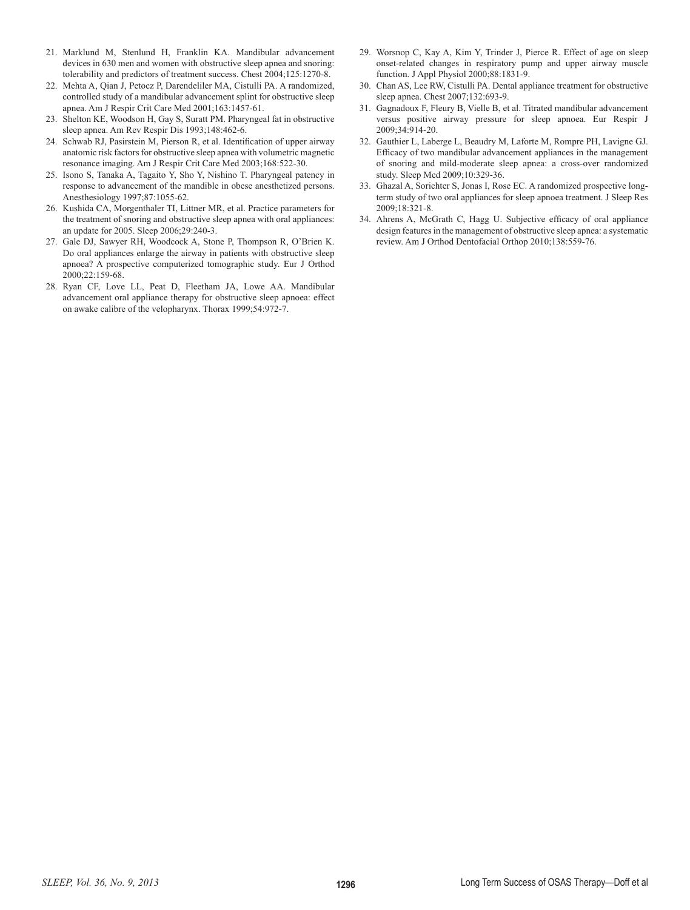21. Marklund M, Stenlund H, Franklin KA. Mandibular advancement devices in 630 men and women with obstructive sleep apnea and snoring: tolerability and predictors of treatment success. Chest 2004;125:1270-8.
22. Mehta A, Qian J, Petocz P, Darendeliler MA, Cistulli PA. A randomized, controlled study of a mandibular advancement splint for obstructive sleep apnea. Am J Respir Crit Care Med 2001;163:1457-61.
23. Shelton KE, Woodson H, Gay S, Suratt PM. Pharyngeal fat in obstructive sleep apnea. Am Rev Respir Dis 1993;148:462-6.
24. Schwab RJ, Pasirstein M, Pierson R, et al. Identification of upper airway anatomic risk factors for obstructive sleep apnea with volumetric magnetic resonance imaging. Am J Respir Crit Care Med 2003;168:522-30.
25. Isono S, Tanaka A, Tagaito Y, Sho Y, Nishino T. Pharyngeal patency in response to advancement of the mandible in obese anesthetized persons. Anesthesiology 1997;87:1055-62.
26. Kushida CA, Morgenthaler TI, Littner MR, et al. Practice parameters for the treatment of snoring and obstructive sleep apnea with oral appliances: an update for 2005. Sleep 2006;29:240-3.
27. Gale DJ, Sawyer RH, Woodcock A, Stone P, Thompson R, O'Brien K. Do oral appliances enlarge the airway in patients with obstructive sleep apnoea? A prospective computerized tomographic study. Eur J Orthod 2000;22:159-68.
28. Ryan CF, Love LL, Peat D, Fleetham JA, Lowe AA. Mandibular advancement oral appliance therapy for obstructive sleep apnoea: effect on awake calibre of the velopharynx. Thorax 1999;54:972-7.
29. Worsnop C, Kay A, Kim Y, Trinder J, Pierce R. Effect of age on sleep onset-related changes in respiratory pump and upper airway muscle function. J Appl Physiol 2000;88:1831-9.
30. Chan AS, Lee RW, Cistulli PA. Dental appliance treatment for obstructive sleep apnea. Chest 2007;132:693-9.
31. Gagnadoux F, Fleury B, Vielle B, et al. Titrated mandibular advancement versus positive airway pressure for sleep apnoea. Eur Respir J 2009;34:914-20.
32. Gauthier L, Laberge L, Beaudry M, Laforte M, Rompre PH, Lavigne GJ. Efficacy of two mandibular advancement appliances in the management of snoring and mild-moderate sleep apnea: a cross-over randomized study. Sleep Med 2009;10:329-36.
33. Ghazal A, Sorichter S, Jonas I, Rose EC. A randomized prospective long-term study of two oral appliances for sleep apnoea treatment. J Sleep Res 2009;18:321-8.
34. Ahrens A, McGrath C, Hagg U. Subjective efficacy of oral appliance design features in the management of obstructive sleep apnea: a systematic review. Am J Orthod Dentofacial Orthop 2010;138:559-76.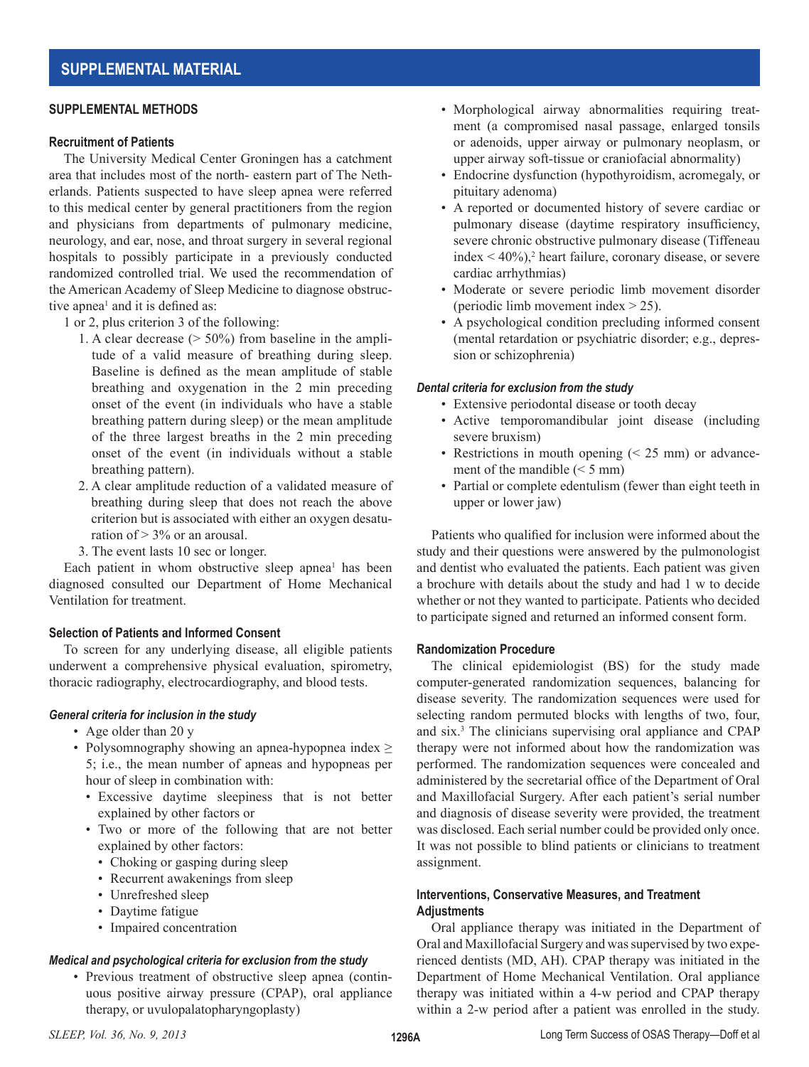# SUPPLEMENTAL MATERIAL

## SUPPLEMENTAL METHODS

### Recruitment of Patients

The University Medical Center Groningen has a catchment area that includes most of the north- eastern part of The Netherlands. Patients suspected to have sleep apnea were referred to this medical center by general practitioners from the region and physicians from departments of pulmonary medicine, neurology, and ear, nose, and throat surgery in several regional hospitals to possibly participate in a previously conducted randomized controlled trial. We used the recommendation of the American Academy of Sleep Medicine to diagnose obstructive apnea[1] and it is defined as:

1 or 2, plus criterion 3 of the following:

1. A clear decrease (> 50%) from baseline in the amplitude of a valid measure of breathing during sleep. Baseline is defined as the mean amplitude of stable breathing and oxygenation in the 2 min preceding onset of the event (in individuals who have a stable breathing pattern during sleep) or the mean amplitude of the three largest breaths in the 2 min preceding onset of the event (in individuals without a stable breathing pattern).
2. A clear amplitude reduction of a validated measure of breathing during sleep that does not reach the above criterion but is associated with either an oxygen desaturation of > 3% or an arousal.
3. The event lasts 10 sec or longer.

Each patient in whom obstructive sleep apnea[1] has been diagnosed consulted our Department of Home Mechanical Ventilation for treatment.

### Selection of Patients and Informed Consent

To screen for any underlying disease, all eligible patients underwent a comprehensive physical evaluation, spirometry, thoracic radiography, electrocardiography, and blood tests.

#### *General criteria for inclusion in the study*

- Age older than 20 y
- Polysomnography showing an apnea-hypopnea index ≥ 5; i.e., the mean number of apneas and hypopneas per hour of sleep in combination with:
  - Excessive daytime sleepiness that is not better explained by other factors or
  - Two or more of the following that are not better explained by other factors:
    - Choking or gasping during sleep
    - Recurrent awakenings from sleep
    - Unrefreshed sleep
    - Daytime fatigue
    - Impaired concentration

#### *Medical and psychological criteria for exclusion from the study*

- Previous treatment of obstructive sleep apnea (continuous positive airway pressure (CPAP), oral appliance therapy, or uvulopalatopharyngoplasty)
- Morphological airway abnormalities requiring treatment (a compromised nasal passage, enlarged tonsils or adenoids, upper airway or pulmonary neoplasm, or upper airway soft-tissue or craniofacial abnormality)
- Endocrine dysfunction (hypothyroidism, acromegaly, or pituitary adenoma)
- A reported or documented history of severe cardiac or pulmonary disease (daytime respiratory insufficiency, severe chronic obstructive pulmonary disease (Tiffeneau index < 40%),[2] heart failure, coronary disease, or severe cardiac arrhythmias)
- Moderate or severe periodic limb movement disorder (periodic limb movement index > 25).
- A psychological condition precluding informed consent (mental retardation or psychiatric disorder; e.g., depression or schizophrenia)

#### *Dental criteria for exclusion from the study*

- Extensive periodontal disease or tooth decay
- Active temporomandibular joint disease (including severe bruxism)
- Restrictions in mouth opening (< 25 mm) or advancement of the mandible (< 5 mm)
- Partial or complete edentulism (fewer than eight teeth in upper or lower jaw)

Patients who qualified for inclusion were informed about the study and their questions were answered by the pulmonologist and dentist who evaluated the patients. Each patient was given a brochure with details about the study and had 1 w to decide whether or not they wanted to participate. Patients who decided to participate signed and returned an informed consent form.

### Randomization Procedure

The clinical epidemiologist (BS) for the study made computer-generated randomization sequences, balancing for disease severity. The randomization sequences were used for selecting random permuted blocks with lengths of two, four, and six.[3] The clinicians supervising oral appliance and CPAP therapy were not informed about how the randomization was performed. The randomization sequences were concealed and administered by the secretarial office of the Department of Oral and Maxillofacial Surgery. After each patient's serial number and diagnosis of disease severity were provided, the treatment was disclosed. Each serial number could be provided only once. It was not possible to blind patients or clinicians to treatment assignment.

### Interventions, Conservative Measures, and Treatment Adjustments

Oral appliance therapy was initiated in the Department of Oral and Maxillofacial Surgery and was supervised by two experienced dentists (MD, AH). CPAP therapy was initiated in the Department of Home Mechanical Ventilation. Oral appliance therapy was initiated within a 4-w period and CPAP therapy within a 2-w period after a patient was enrolled in the study.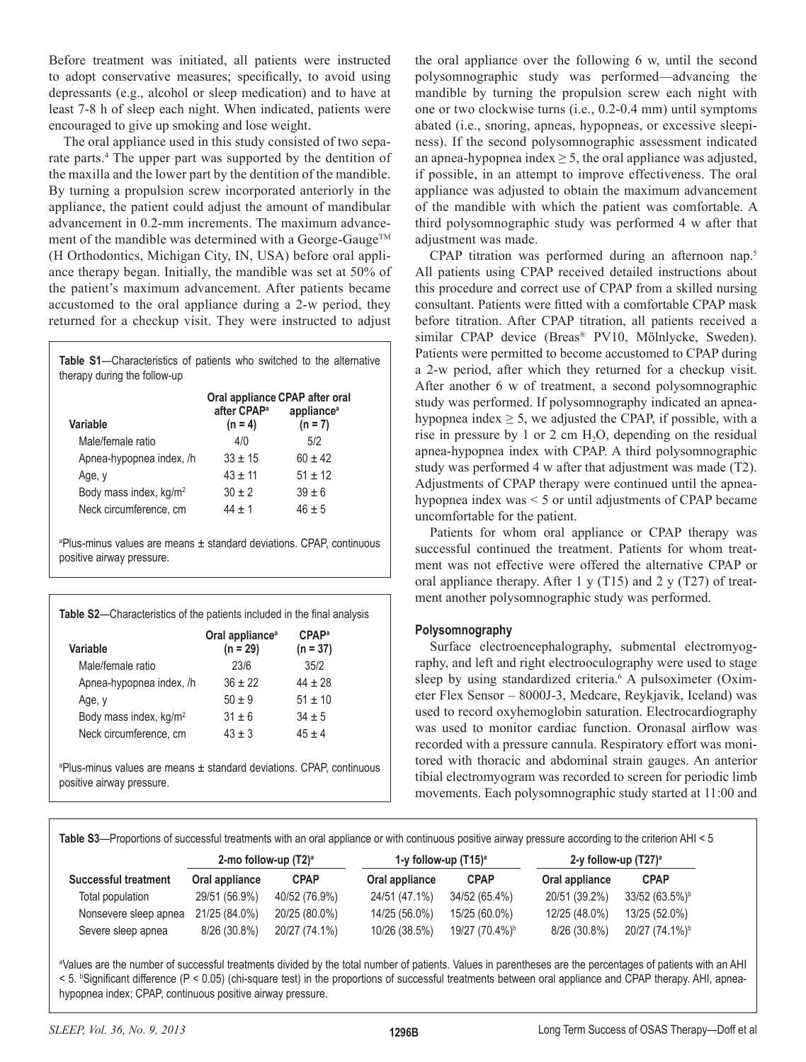Before treatment was initiated, all patients were instructed to adopt conservative measures; specifically, to avoid using depressants (e.g., alcohol or sleep medication) and to have at least 7-8 h of sleep each night. When indicated, patients were encouraged to give up smoking and lose weight.

The oral appliance used in this study consisted of two separate parts.[4] The upper part was supported by the dentition of the maxilla and the lower part by the dentition of the mandible. By turning a propulsion screw incorporated anteriorly in the appliance, the patient could adjust the amount of mandibular advancement in 0.2-mm increments. The maximum advancement of the mandible was determined with a George-Gauge™ (H Orthodontics, Michigan City, IN, USA) before oral appliance therapy began. Initially, the mandible was set at 50% of the patient's maximum advancement. After patients became accustomed to the oral appliance during a 2-w period, they returned for a checkup visit. They were instructed to adjust the oral appliance over the following 6 w, until the second polysomnographic study was performed—advancing the mandible by turning the propulsion screw each night with one or two clockwise turns (i.e., 0.2-0.4 mm) until symptoms abated (i.e., snoring, apneas, hypopneas, or excessive sleepiness). If the second polysomnographic assessment indicated an apnea-hypopnea index ≥ 5, the oral appliance was adjusted, if possible, in an attempt to improve effectiveness. The oral appliance was adjusted to obtain the maximum advancement of the mandible with which the patient was comfortable. A third polysomnographic study was performed 4 w after that adjustment was made.

CPAP titration was performed during an afternoon nap.[5] All patients using CPAP received detailed instructions about this procedure and correct use of CPAP from a skilled nursing consultant. Patients were fitted with a comfortable CPAP mask before titration. After CPAP titration, all patients received a similar CPAP device (Breas® PV10, Mölnlycke, Sweden). Patients were permitted to become accustomed to CPAP during a 2-w period, after which they returned for a checkup visit. After another 6 w of treatment, a second polysomnographic study was performed. If polysomnography indicated an apnea-hypopnea index ≥ 5, we adjusted the CPAP, if possible, with a rise in pressure by 1 or 2 cm $H_2O$, depending on the residual apnea-hypopnea index with CPAP. A third polysomnographic study was performed 4 w after that adjustment was made (T2). Adjustments of CPAP therapy were continued until the apnea-hypopnea index was < 5 or until adjustments of CPAP became uncomfortable for the patient.

Patients for whom oral appliance or CPAP therapy was successful continued the treatment. Patients for whom treatment was not effective were offered the alternative CPAP or oral appliance therapy. After 1 y (T15) and 2 y (T27) of treatment another polysomnographic study was performed.

**Table S1**—Characteristics of patients who switched to the alternative therapy during the follow-up

| Variable | Oral appliance after CPAP[a] (n = 4) | CPAP after oral appliance[a] (n = 7) |
|---|---|---|
| Male/female ratio | 4/0 | 5/2 |
| Apnea-hypopnea index, /h | 33 ± 15 | 60 ± 42 |
| Age, y | 43 ± 11 | 51 ± 12 |
| Body mass index, kg/m$^2$ | 30 ± 2 | 39 ± 6 |
| Neck circumference, cm | 44 ± 1 | 46 ± 5 |

[a]Plus-minus values are means ± standard deviations. CPAP, continuous positive airway pressure.

**Table S2**—Characteristics of the patients included in the final analysis

| Variable | Oral appliance[a] (n = 29) | CPAP[a] (n = 37) |
|---|---|---|
| Male/female ratio | 23/6 | 35/2 |
| Apnea-hypopnea index, /h | 36 ± 22 | 44 ± 28 |
| Age, y | 50 ± 9 | 51 ± 10 |
| Body mass index, kg/m$^2$ | 31 ± 6 | 34 ± 5 |
| Neck circumference, cm | 43 ± 3 | 45 ± 4 |

[a]Plus-minus values are means ± standard deviations. CPAP, continuous positive airway pressure.

## Polysomnography

Surface electroencephalography, submental electromyography, and left and right electrooculography were used to stage sleep by using standardized criteria.[6] A pulsoximeter (Oximeter Flex Sensor – 8000J-3, Medcare, Reykjavik, Iceland) was used to record oxyhemoglobin saturation. Electrocardiography was used to monitor cardiac function. Oronasal airflow was recorded with a pressure cannula. Respiratory effort was monitored with thoracic and abdominal strain gauges. An anterior tibial electromyogram was recorded to screen for periodic limb movements. Each polysomnographic study started at 11:00 and

**Table S3**—Proportions of successful treatments with an oral appliance or with continuous positive airway pressure according to the criterion AHI < 5

| | 2-mo follow-up (T2)[a] | | 1-y follow-up (T15)[a] | | 2-y follow-up (T27)[a] | |
|---|---|---|---|---|---|---|
| **Successful treatment** | **Oral appliance** | **CPAP** | **Oral appliance** | **CPAP** | **Oral appliance** | **CPAP** |
| Total population | 29/51 (56.9%) | 40/52 (76.9%) | 24/51 (47.1%) | 34/52 (65.4%) | 20/51 (39.2%) | 33/52 (63.5%)[b] |
| Nonsevere sleep apnea | 21/25 (84.0%) | 20/25 (80.0%) | 14/25 (56.0%) | 15/25 (60.0%) | 12/25 (48.0%) | 13/25 (52.0%) |
| Severe sleep apnea | 8/26 (30.8%) | 20/27 (74.1%) | 10/26 (38.5%) | 19/27 (70.4%)[b] | 8/26 (30.8%) | 20/27 (74.1%)[b] |

[a]Values are the number of successful treatments divided by the total number of patients. Values in parentheses are the percentages of patients with an AHI < 5. [b]Significant difference (P < 0.05) (chi-square test) in the proportions of successful treatments between oral appliance and CPAP therapy. AHI, apnea-hypopnea index; CPAP, continuous positive airway pressure.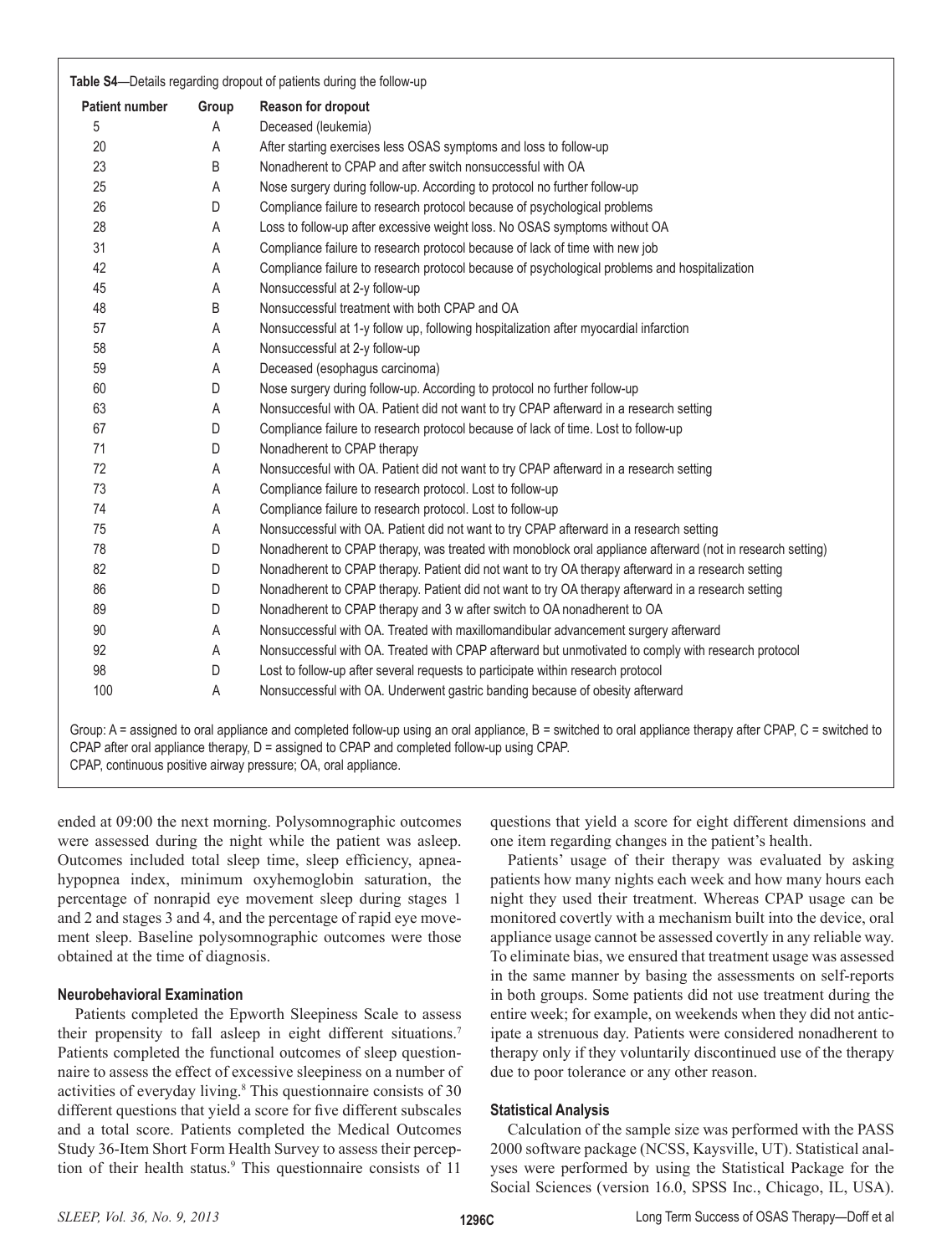**Table S4**—Details regarding dropout of patients during the follow-up

| Patient number | Group | Reason for dropout |
|---|---|---|
| 5 | A | Deceased (leukemia) |
| 20 | A | After starting exercises less OSAS symptoms and loss to follow-up |
| 23 | B | Nonadherent to CPAP and after switch nonsuccessful with OA |
| 25 | A | Nose surgery during follow-up. According to protocol no further follow-up |
| 26 | D | Compliance failure to research protocol because of psychological problems |
| 28 | A | Loss to follow-up after excessive weight loss. No OSAS symptoms without OA |
| 31 | A | Compliance failure to research protocol because of lack of time with new job |
| 42 | A | Compliance failure to research protocol because of psychological problems and hospitalization |
| 45 | A | Nonsuccessful at 2-y follow-up |
| 48 | B | Nonsuccessful treatment with both CPAP and OA |
| 57 | A | Nonsuccessful at 1-y follow up, following hospitalization after myocardial infarction |
| 58 | A | Nonsuccessful at 2-y follow-up |
| 59 | A | Deceased (esophagus carcinoma) |
| 60 | D | Nose surgery during follow-up. According to protocol no further follow-up |
| 63 | A | Nonsuccesful with OA. Patient did not want to try CPAP afterward in a research setting |
| 67 | D | Compliance failure to research protocol because of lack of time. Lost to follow-up |
| 71 | D | Nonadherent to CPAP therapy |
| 72 | A | Nonsuccesful with OA. Patient did not want to try CPAP afterward in a research setting |
| 73 | A | Compliance failure to research protocol. Lost to follow-up |
| 74 | A | Compliance failure to research protocol. Lost to follow-up |
| 75 | A | Nonsuccessful with OA. Patient did not want to try CPAP afterward in a research setting |
| 78 | D | Nonadherent to CPAP therapy, was treated with monoblock oral appliance afterward (not in research setting) |
| 82 | D | Nonadherent to CPAP therapy. Patient did not want to try OA therapy afterward in a research setting |
| 86 | D | Nonadherent to CPAP therapy. Patient did not want to try OA therapy afterward in a research setting |
| 89 | D | Nonadherent to CPAP therapy and 3 w after switch to OA nonadherent to OA |
| 90 | A | Nonsuccessful with OA. Treated with maxillomandibular advancement surgery afterward |
| 92 | A | Nonsuccessful with OA. Treated with CPAP afterward but unmotivated to comply with research protocol |
| 98 | D | Lost to follow-up after several requests to participate within research protocol |
| 100 | A | Nonsuccessful with OA. Underwent gastric banding because of obesity afterward |

Group: A = assigned to oral appliance and completed follow-up using an oral appliance, B = switched to oral appliance therapy after CPAP, C = switched to CPAP after oral appliance therapy, D = assigned to CPAP and completed follow-up using CPAP.
CPAP, continuous positive airway pressure; OA, oral appliance.

ended at 09:00 the next morning. Polysomnographic outcomes were assessed during the night while the patient was asleep. Outcomes included total sleep time, sleep efficiency, apnea-hypopnea index, minimum oxyhemoglobin saturation, the percentage of nonrapid eye movement sleep during stages 1 and 2 and stages 3 and 4, and the percentage of rapid eye movement sleep. Baseline polysomnographic outcomes were those obtained at the time of diagnosis.

### Neurobehavioral Examination

Patients completed the Epworth Sleepiness Scale to assess their propensity to fall asleep in eight different situations.[7] Patients completed the functional outcomes of sleep questionnaire to assess the effect of excessive sleepiness on a number of activities of everyday living.[8] This questionnaire consists of 30 different questions that yield a score for five different subscales and a total score. Patients completed the Medical Outcomes Study 36-Item Short Form Health Survey to assess their perception of their health status.[9] This questionnaire consists of 11 questions that yield a score for eight different dimensions and one item regarding changes in the patient's health.

Patients' usage of their therapy was evaluated by asking patients how many nights each week and how many hours each night they used their treatment. Whereas CPAP usage can be monitored covertly with a mechanism built into the device, oral appliance usage cannot be assessed covertly in any reliable way. To eliminate bias, we ensured that treatment usage was assessed in the same manner by basing the assessments on self-reports in both groups. Some patients did not use treatment during the entire week; for example, on weekends when they did not anticipate a strenuous day. Patients were considered nonadherent to therapy only if they voluntarily discontinued use of the therapy due to poor tolerance or any other reason.

### Statistical Analysis

Calculation of the sample size was performed with the PASS 2000 software package (NCSS, Kaysville, UT). Statistical analyses were performed by using the Statistical Package for the Social Sciences (version 16.0, SPSS Inc., Chicago, IL, USA).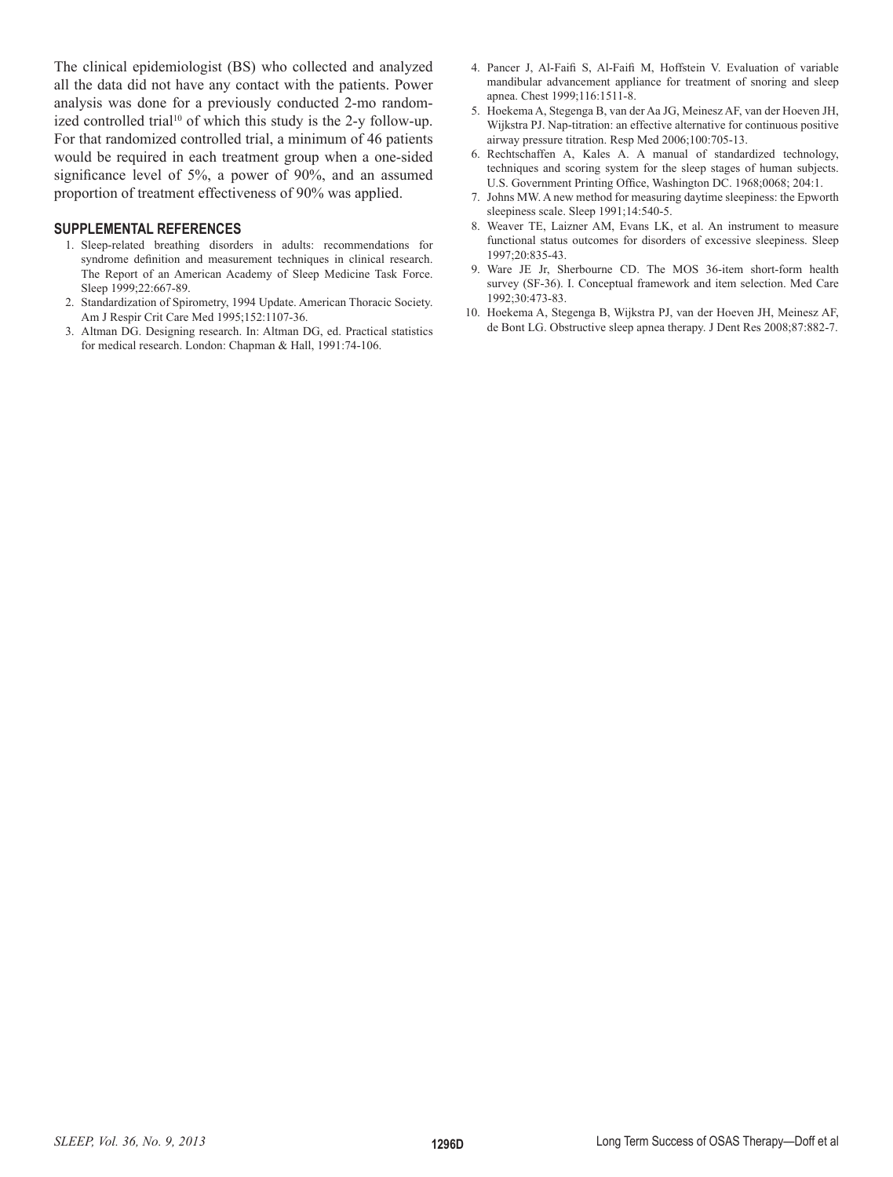The clinical epidemiologist (BS) who collected and analyzed all the data did not have any contact with the patients. Power analysis was done for a previously conducted 2-mo randomized controlled trial[10] of which this study is the 2-y follow-up. For that randomized controlled trial, a minimum of 46 patients would be required in each treatment group when a one-sided significance level of 5%, a power of 90%, and an assumed proportion of treatment effectiveness of 90% was applied.

## SUPPLEMENTAL REFERENCES

1. Sleep-related breathing disorders in adults: recommendations for syndrome definition and measurement techniques in clinical research. The Report of an American Academy of Sleep Medicine Task Force. Sleep 1999;22:667-89.
2. Standardization of Spirometry, 1994 Update. American Thoracic Society. Am J Respir Crit Care Med 1995;152:1107-36.
3. Altman DG. Designing research. In: Altman DG, ed. Practical statistics for medical research. London: Chapman & Hall, 1991:74-106.
4. Pancer J, Al-Faifi S, Al-Faifi M, Hoffstein V. Evaluation of variable mandibular advancement appliance for treatment of snoring and sleep apnea. Chest 1999;116:1511-8.
5. Hoekema A, Stegenga B, van der Aa JG, Meinesz AF, van der Hoeven JH, Wijkstra PJ. Nap-titration: an effective alternative for continuous positive airway pressure titration. Resp Med 2006;100:705-13.
6. Rechtschaffen A, Kales A. A manual of standardized technology, techniques and scoring system for the sleep stages of human subjects. U.S. Government Printing Office, Washington DC. 1968;0068; 204:1.
7. Johns MW. A new method for measuring daytime sleepiness: the Epworth sleepiness scale. Sleep 1991;14:540-5.
8. Weaver TE, Laizner AM, Evans LK, et al. An instrument to measure functional status outcomes for disorders of excessive sleepiness. Sleep 1997;20:835-43.
9. Ware JE Jr, Sherbourne CD. The MOS 36-item short-form health survey (SF-36). I. Conceptual framework and item selection. Med Care 1992;30:473-83.
10. Hoekema A, Stegenga B, Wijkstra PJ, van der Hoeven JH, Meinesz AF, de Bont LG. Obstructive sleep apnea therapy. J Dent Res 2008;87:882-7.